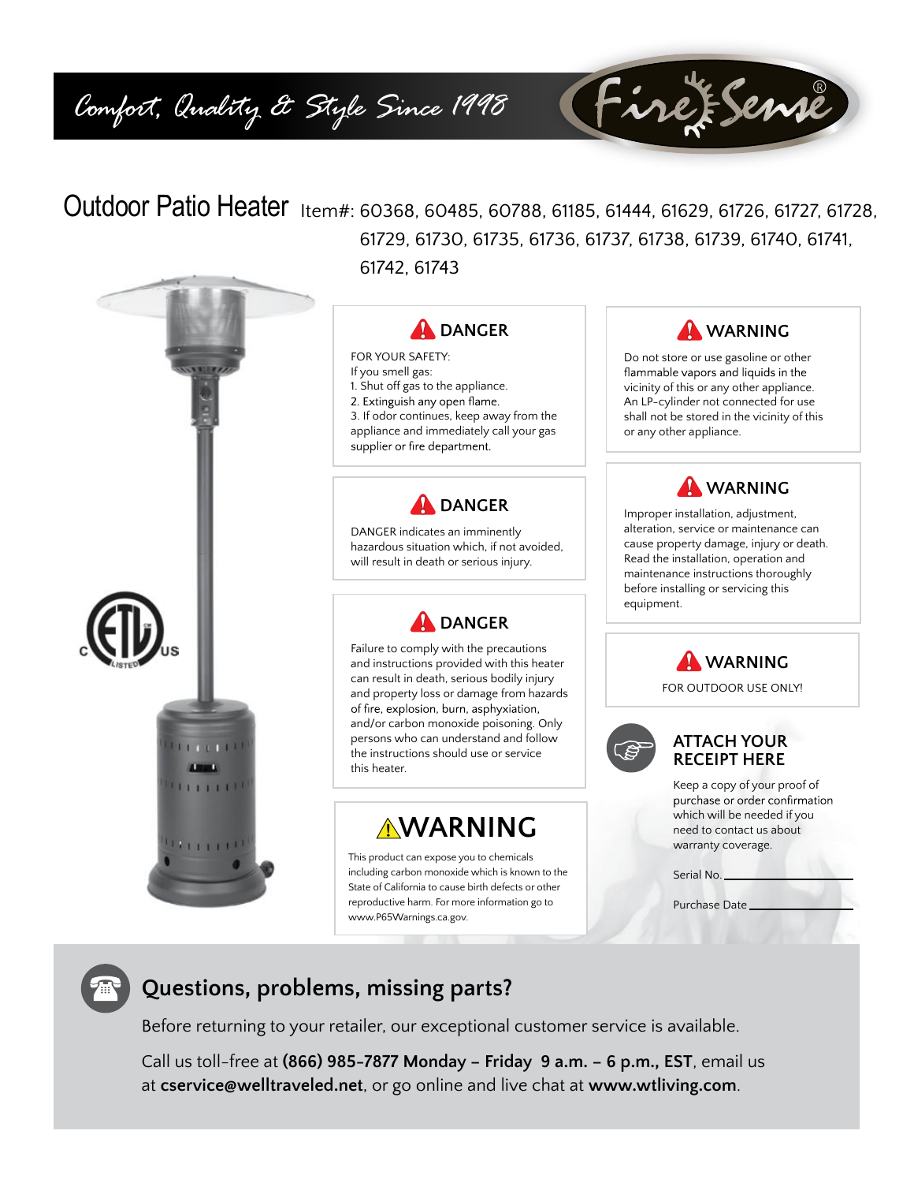*Comfort, Quality & Style Since 1998*

Fire Sense®

# Outdoor Patio Heater

Item#: 60368, 60485, 60788, 61185, 61444, 61629, 61726, 61727, 61728, 61729, 61730, 61735, 61736, 61737, 61738, 61739, 61740, 61741, 61742, 61743

### DANGER

FOR YOUR SAFETY:
If you smell gas:
1. Shut off gas to the appliance.
2. Extinguish any open flame.
3. If odor continues, keep away from the appliance and immediately call your gas supplier or fire department.

### DANGER

DANGER indicates an imminently hazardous situation which, if not avoided, will result in death or serious injury.

### DANGER

Failure to comply with the precautions and instructions provided with this heater can result in death, serious bodily injury and property loss or damage from hazards of fire, explosion, burn, asphyxiation, and/or carbon monoxide poisoning. Only persons who can understand and follow the instructions should use or service this heater.

### ⚠WARNING

This product can expose you to chemicals including carbon monoxide which is known to the State of California to cause birth defects or other reproductive harm. For more information go to www.P65Warnings.ca.gov.

### WARNING

Do not store or use gasoline or other flammable vapors and liquids in the vicinity of this or any other appliance. An LP-cylinder not connected for use shall not be stored in the vicinity of this or any other appliance.

### WARNING

Improper installation, adjustment, alteration, service or maintenance can cause property damage, injury or death. Read the installation, operation and maintenance instructions thoroughly before installing or servicing this equipment.

### WARNING

FOR OUTDOOR USE ONLY!

### ATTACH YOUR RECEIPT HERE

Keep a copy of your proof of purchase or order confirmation which will be needed if you need to contact us about warranty coverage.

Serial No. ____________________

Purchase Date ____________________

## Questions, problems, missing parts?

Before returning to your retailer, our exceptional customer service is available.

Call us toll-free at **(866) 985-7877 Monday – Friday 9 a.m. – 6 p.m., EST**, email us at **cservice@welltraveled.net**, or go online and live chat at **www.wtliving.com**.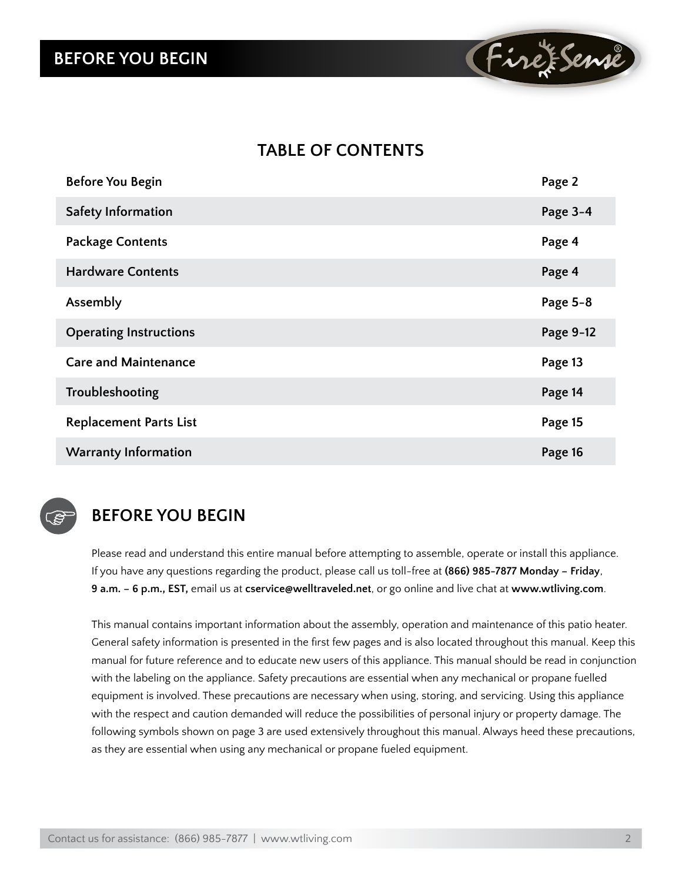## TABLE OF CONTENTS

| Section | Page |
|---|---|
| Before You Begin | Page 2 |
| Safety Information | Page 3-4 |
| Package Contents | Page 4 |
| Hardware Contents | Page 4 |
| Assembly | Page 5-8 |
| Operating Instructions | Page 9-12 |
| Care and Maintenance | Page 13 |
| Troubleshooting | Page 14 |
| Replacement Parts List | Page 15 |
| Warranty Information | Page 16 |

## BEFORE YOU BEGIN

Please read and understand this entire manual before attempting to assemble, operate or install this appliance. If you have any questions regarding the product, please call us toll-free at **(866) 985-7877 Monday – Friday**, **9 a.m. – 6 p.m., EST,** email us at **cservice@welltraveled.net**, or go online and live chat at **www.wtliving.com**.

This manual contains important information about the assembly, operation and maintenance of this patio heater. General safety information is presented in the first few pages and is also located throughout this manual. Keep this manual for future reference and to educate new users of this appliance. This manual should be read in conjunction with the labeling on the appliance. Safety precautions are essential when any mechanical or propane fuelled equipment is involved. These precautions are necessary when using, storing, and servicing. Using this appliance with the respect and caution demanded will reduce the possibilities of personal injury or property damage. The following symbols shown on page 3 are used extensively throughout this manual. Always heed these precautions, as they are essential when using any mechanical or propane fueled equipment.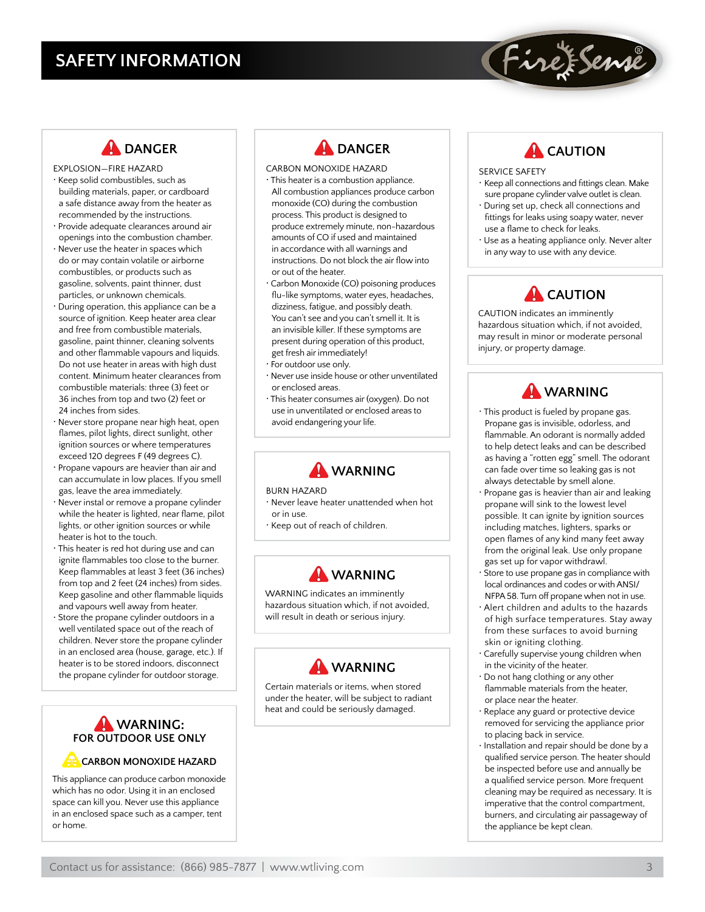# SAFETY INFORMATION

## DANGER

EXPLOSION—FIRE HAZARD

- Keep solid combustibles, such as building materials, paper, or cardboard a safe distance away from the heater as recommended by the instructions.
- Provide adequate clearances around air openings into the combustion chamber.
- Never use the heater in spaces which do or may contain volatile or airborne combustibles, or products such as gasoline, solvents, paint thinner, dust particles, or unknown chemicals.
- During operation, this appliance can be a source of ignition. Keep heater area clear and free from combustible materials, gasoline, paint thinner, cleaning solvents and other flammable vapours and liquids. Do not use heater in areas with high dust content. Minimum heater clearances from combustible materials: three (3) feet or 36 inches from top and two (2) feet or 24 inches from sides.
- Never store propane near high heat, open flames, pilot lights, direct sunlight, other ignition sources or where temperatures exceed 120 degrees F (49 degrees C).
- Propane vapours are heavier than air and can accumulate in low places. If you smell gas, leave the area immediately.
- Never instal or remove a propane cylinder while the heater is lighted, near flame, pilot lights, or other ignition sources or while heater is hot to the touch.
- This heater is red hot during use and can ignite flammables too close to the burner. Keep flammables at least 3 feet (36 inches) from top and 2 feet (24 inches) from sides. Keep gasoline and other flammable liquids and vapours well away from heater.
- Store the propane cylinder outdoors in a well ventilated space out of the reach of children. Never store the propane cylinder in an enclosed area (house, garage, etc.). If heater is to be stored indoors, disconnect the propane cylinder for outdoor storage.

## WARNING: FOR OUTDOOR USE ONLY

### CARBON MONOXIDE HAZARD

This appliance can produce carbon monoxide which has no odor. Using it in an enclosed space can kill you. Never use this appliance in an enclosed space such as a camper, tent or home.

## DANGER

CARBON MONOXIDE HAZARD

- This heater is a combustion appliance. All combustion appliances produce carbon monoxide (CO) during the combustion process. This product is designed to produce extremely minute, non-hazardous amounts of CO if used and maintained in accordance with all warnings and instructions. Do not block the air flow into or out of the heater.
- Carbon Monoxide (CO) poisoning produces flu-like symptoms, water eyes, headaches, dizziness, fatigue, and possibly death. You can't see and you can't smell it. It is an invisible killer. If these symptoms are present during operation of this product, get fresh air immediately!
- For outdoor use only.
- Never use inside house or other unventilated or enclosed areas.
- This heater consumes air (oxygen). Do not use in unventilated or enclosed areas to avoid endangering your life.

## WARNING

BURN HAZARD

- Never leave heater unattended when hot or in use.
- Keep out of reach of children.

## WARNING

WARNING indicates an imminently hazardous situation which, if not avoided, will result in death or serious injury.

## WARNING

Certain materials or items, when stored under the heater, will be subject to radiant heat and could be seriously damaged.

## CAUTION

SERVICE SAFETY

- Keep all connections and fittings clean. Make sure propane cylinder valve outlet is clean.
- During set up, check all connections and fittings for leaks using soapy water, never use a flame to check for leaks.
- Use as a heating appliance only. Never alter in any way to use with any device.

## CAUTION

CAUTION indicates an imminently hazardous situation which, if not avoided, may result in minor or moderate personal injury, or property damage.

## WARNING

- This product is fueled by propane gas. Propane gas is invisible, odorless, and flammable. An odorant is normally added to help detect leaks and can be described as having a "rotten egg" smell. The odorant can fade over time so leaking gas is not always detectable by smell alone.
- Propane gas is heavier than air and leaking propane will sink to the lowest level possible. It can ignite by ignition sources including matches, lighters, sparks or open flames of any kind many feet away from the original leak. Use only propane gas set up for vapor withdrawl.
- Store to use propane gas in compliance with local ordinances and codes or with ANSI/ NFPA 58. Turn off propane when not in use.
- Alert children and adults to the hazards of high surface temperatures. Stay away from these surfaces to avoid burning skin or igniting clothing.
- Carefully supervise young children when in the vicinity of the heater.
- Do not hang clothing or any other flammable materials from the heater, or place near the heater.
- Replace any guard or protective device removed for servicing the appliance prior to placing back in service.
- Installation and repair should be done by a qualified service person. The heater should be inspected before use and annually be a qualified service person. More frequent cleaning may be required as necessary. It is imperative that the control compartment, burners, and circulating air passageway of the appliance be kept clean.

Contact us for assistance: (866) 985-7877 | www.wtliving.com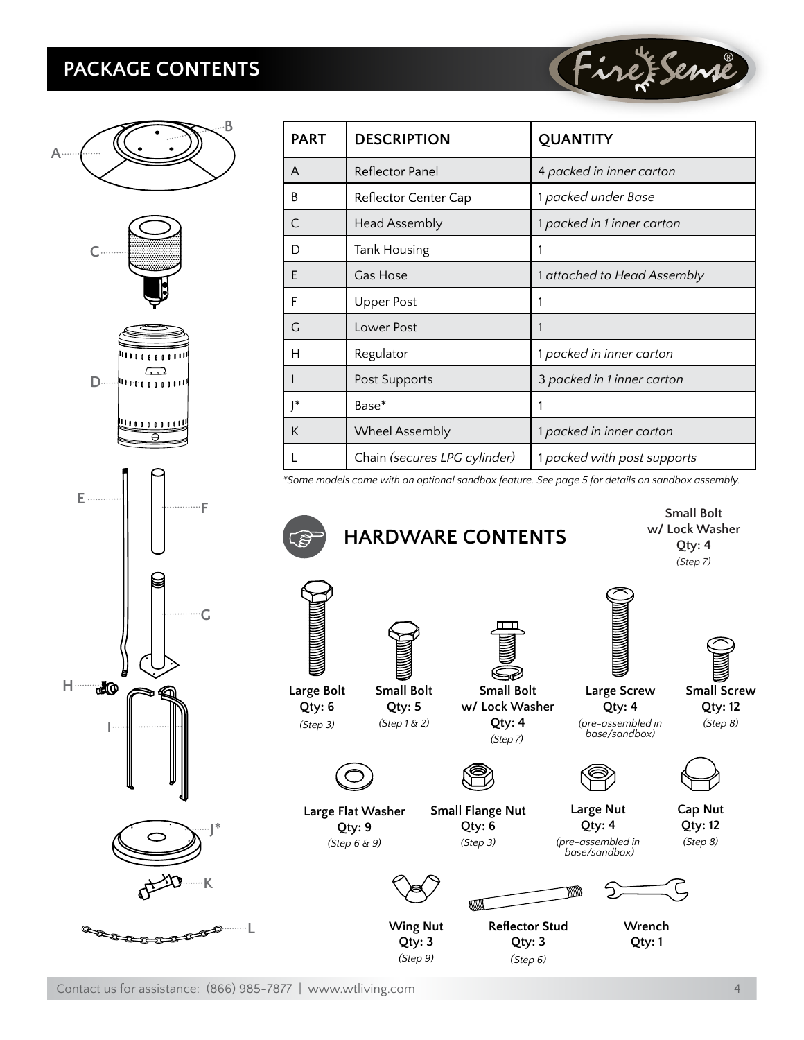## PACKAGE CONTENTS

| PART | DESCRIPTION | QUANTITY |
|---|---|---|
| A | Reflector Panel | 4 *packed in inner carton* |
| B | Reflector Center Cap | 1 *packed under Base* |
| C | Head Assembly | 1 *packed in 1 inner carton* |
| D | Tank Housing | 1 |
| E | Gas Hose | 1 *attached to Head Assembly* |
| F | Upper Post | 1 |
| G | Lower Post | 1 |
| H | Regulator | 1 *packed in inner carton* |
| I | Post Supports | 3 *packed in 1 inner carton* |
| J* | Base* | 1 |
| K | Wheel Assembly | 1 *packed in inner carton* |
| L | Chain *(secures LPG cylinder)* | 1 *packed with post supports* |

*\*Some models come with an optional sandbox feature. See page 5 for details on sandbox assembly.*

## HARDWARE CONTENTS

- **Large Bolt** Qty: 6 *(Step 3)*
- **Small Bolt** Qty: 5 *(Step 1 & 2)*
- **Small Bolt w/ Lock Washer** Qty: 4 *(Step 7)*
- **Large Screw** Qty: 4 *(pre-assembled in base/sandbox)*
- **Small Screw** Qty: 12 *(Step 8)*
- **Large Flat Washer** Qty: 9 *(Step 6 & 9)*
- **Small Flange Nut** Qty: 6 *(Step 3)*
- **Large Nut** Qty: 4 *(pre-assembled in base/sandbox)*
- **Cap Nut** Qty: 12 *(Step 8)*
- **Wing Nut** Qty: 3 *(Step 9)*
- **Reflector Stud** Qty: 3 *(Step 6)*
- **Wrench** Qty: 1

Contact us for assistance: (866) 985-7877 | www.wtliving.com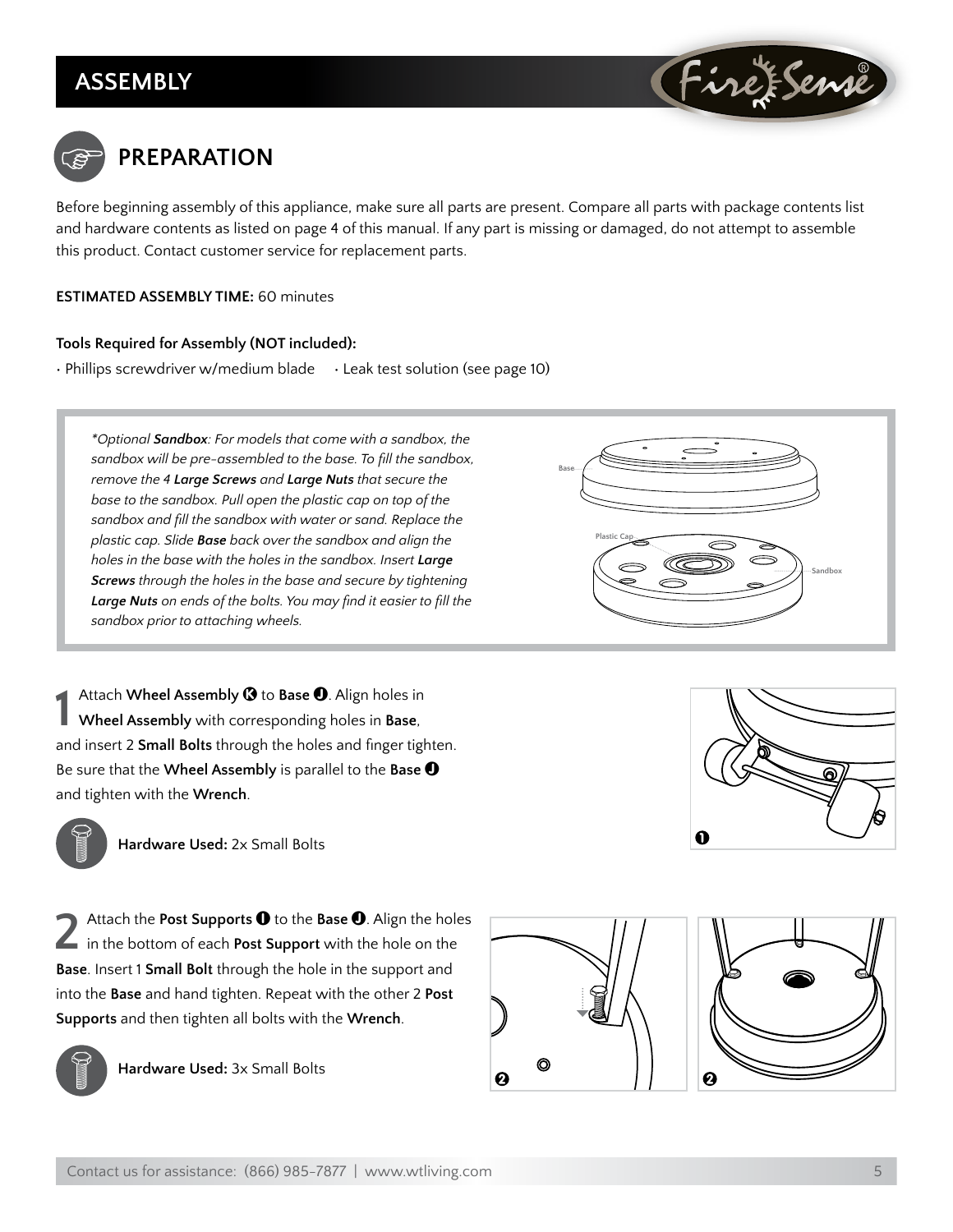## ASSEMBLY

## PREPARATION

Before beginning assembly of this appliance, make sure all parts are present. Compare all parts with package contents list and hardware contents as listed on page 4 of this manual. If any part is missing or damaged, do not attempt to assemble this product. Contact customer service for replacement parts.

**ESTIMATED ASSEMBLY TIME:** 60 minutes

**Tools Required for Assembly (NOT included):**

- Phillips screwdriver w/medium blade
- Leak test solution (see page 10)

*\*Optional **Sandbox**: For models that come with a sandbox, the sandbox will be pre-assembled to the base. To fill the sandbox, remove the 4 **Large Screws** and **Large Nuts** that secure the base to the sandbox. Pull open the plastic cap on top of the sandbox and fill the sandbox with water or sand. Replace the plastic cap. Slide **Base** back over the sandbox and align the holes in the base with the holes in the sandbox. Insert **Large Screws** through the holes in the base and secure by tightening **Large Nuts** on ends of the bolts. You may find it easier to fill the sandbox prior to attaching wheels.*

Base

Plastic Cap

Sandbox

**1** Attach **Wheel Assembly** Ⓚ to **Base** Ⓙ. Align holes in **Wheel Assembly** with corresponding holes in **Base**, and insert 2 **Small Bolts** through the holes and finger tighten. Be sure that the **Wheel Assembly** is parallel to the **Base** Ⓙ and tighten with the **Wrench**.

**Hardware Used:** 2x Small Bolts

**2** Attach the **Post Supports** Ⓘ to the **Base** Ⓙ. Align the holes in the bottom of each **Post Support** with the hole on the **Base**. Insert 1 **Small Bolt** through the hole in the support and into the **Base** and hand tighten. Repeat with the other 2 **Post Supports** and then tighten all bolts with the **Wrench**.

**Hardware Used:** 3x Small Bolts

Contact us for assistance: (866) 985-7877 | www.wtliving.com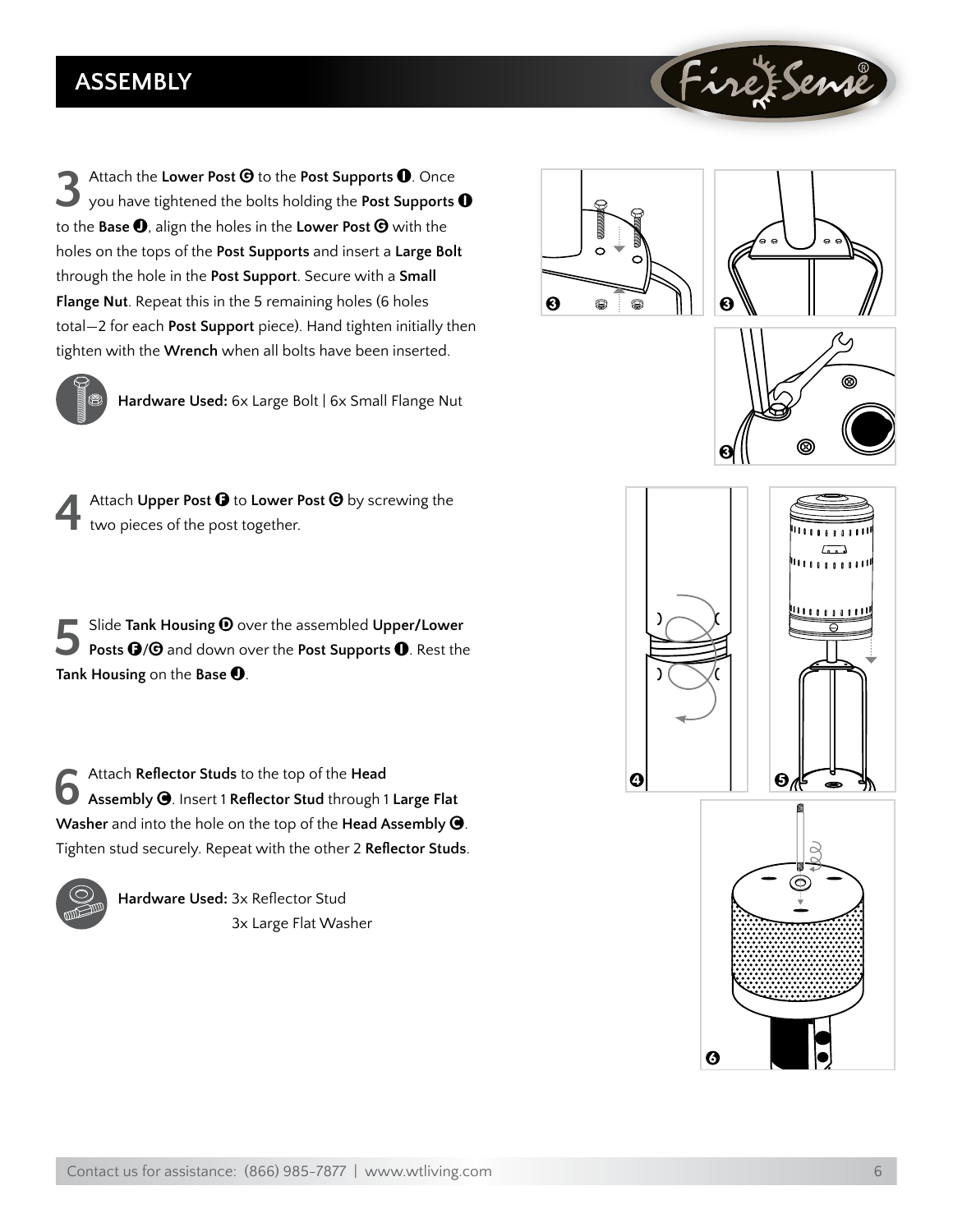## ASSEMBLY

**3** Attach the **Lower Post G** to the **Post Supports I**. Once you have tightened the bolts holding the **Post Supports I** to the **Base J**, align the holes in the **Lower Post G** with the holes on the tops of the **Post Supports** and insert a **Large Bolt** through the hole in the **Post Support**. Secure with a **Small Flange Nut**. Repeat this in the 5 remaining holes (6 holes total—2 for each **Post Support** piece). Hand tighten initially then tighten with the **Wrench** when all bolts have been inserted.

**Hardware Used:** 6x Large Bolt | 6x Small Flange Nut

**4** Attach **Upper Post F** to **Lower Post G** by screwing the two pieces of the post together.

**5** Slide **Tank Housing D** over the assembled **Upper/Lower Posts F/G** and down over the **Post Supports I**. Rest the **Tank Housing** on the **Base J**.

**6** Attach **Reflector Studs** to the top of the **Head Assembly C**. Insert 1 **Reflector Stud** through 1 **Large Flat Washer** and into the hole on the top of the **Head Assembly C**. Tighten stud securely. Repeat with the other 2 **Reflector Studs**.

**Hardware Used:** 3x Reflector Stud
3x Large Flat Washer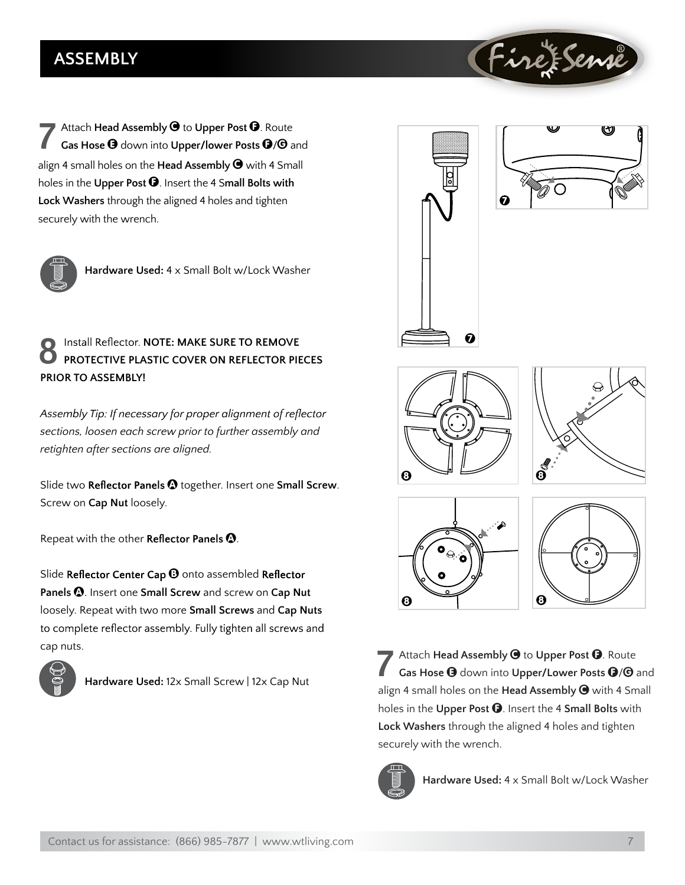## ASSEMBLY

**7** Attach **Head Assembly C** to **Upper Post F**. Route **Gas Hose E** down into **Upper/lower Posts F/G** and align 4 small holes on the **Head Assembly C** with 4 Small holes in the **Upper Post F**. Insert the 4 S**mall Bolts with Lock Washers** through the aligned 4 holes and tighten securely with the wrench.

**Hardware Used:** 4 x Small Bolt w/Lock Washer

**8** Install Reflector. **NOTE: MAKE SURE TO REMOVE PROTECTIVE PLASTIC COVER ON REFLECTOR PIECES PRIOR TO ASSEMBLY!**

*Assembly Tip: If necessary for proper alignment of reflector sections, loosen each screw prior to further assembly and retighten after sections are aligned.*

Slide two **Reflector Panels A** together. Insert one **Small Screw**. Screw on **Cap Nut** loosely.

Repeat with the other **Reflector Panels A**.

Slide **Reflector Center Cap B** onto assembled **Reflector Panels A**. Insert one **Small Screw** and screw on **Cap Nut** loosely. Repeat with two more **Small Screws** and **Cap Nuts** to complete reflector assembly. Fully tighten all screws and cap nuts.

**Hardware Used:** 12x Small Screw | 12x Cap Nut

**7** Attach **Head Assembly C** to **Upper Post F**. Route **Gas Hose E** down into **Upper/Lower Posts F/G** and align 4 small holes on the **Head Assembly C** with 4 Small holes in the **Upper Post F**. Insert the 4 **Small Bolts** with **Lock Washers** through the aligned 4 holes and tighten securely with the wrench.

**Hardware Used:** 4 x Small Bolt w/Lock Washer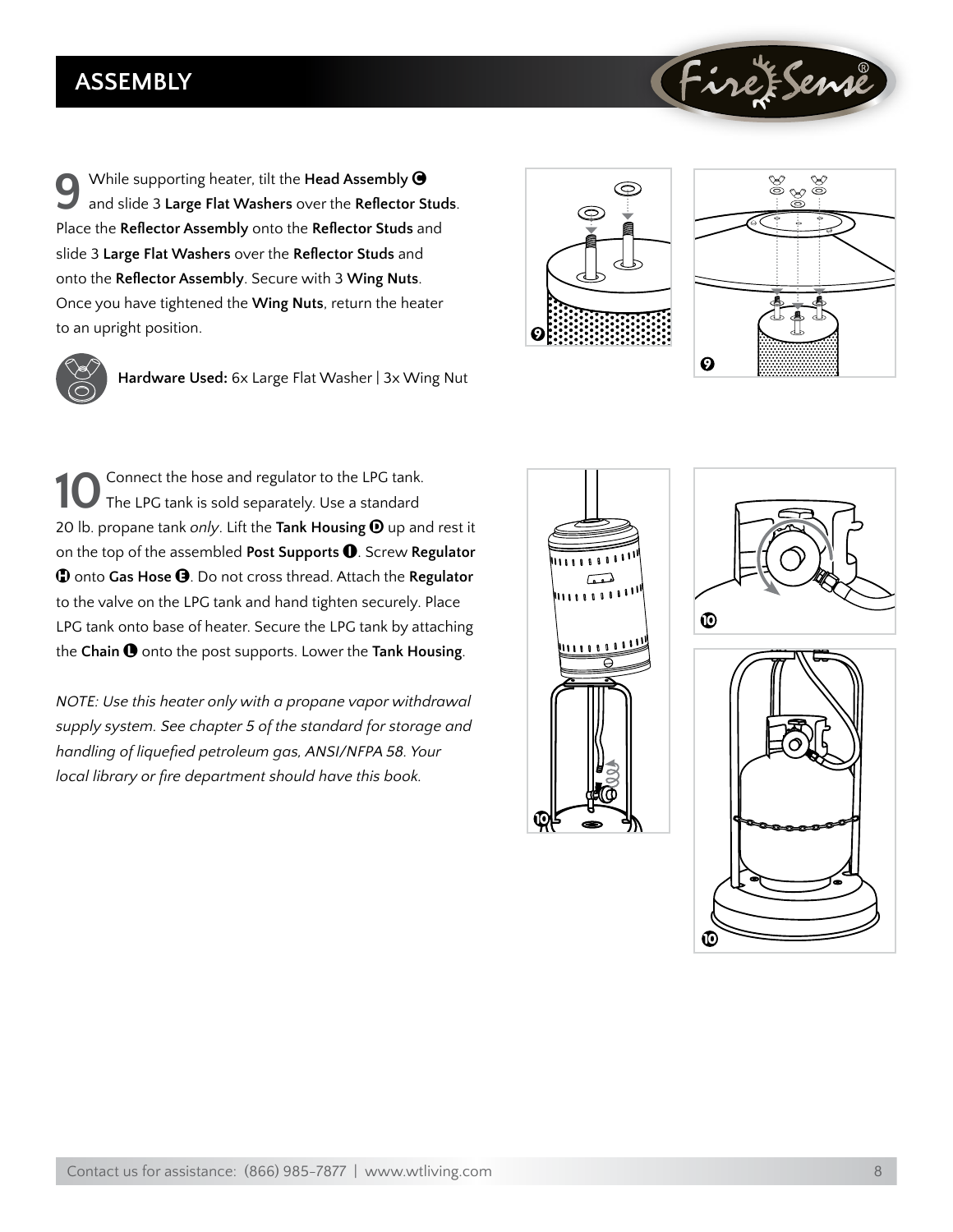## ASSEMBLY

**9** While supporting heater, tilt the **Head Assembly C** and slide 3 **Large Flat Washers** over the **Reflector Studs**. Place the **Reflector Assembly** onto the **Reflector Studs** and slide 3 **Large Flat Washers** over the **Reflector Studs** and onto the **Reflector Assembly**. Secure with 3 **Wing Nuts**. Once you have tightened the **Wing Nuts**, return the heater to an upright position.

**Hardware Used:** 6x Large Flat Washer | 3x Wing Nut

**10** Connect the hose and regulator to the LPG tank. The LPG tank is sold separately. Use a standard 20 lb. propane tank *only*. Lift the **Tank Housing D** up and rest it on the top of the assembled **Post Supports I**. Screw **Regulator H** onto **Gas Hose E**. Do not cross thread. Attach the **Regulator** to the valve on the LPG tank and hand tighten securely. Place LPG tank onto base of heater. Secure the LPG tank by attaching the **Chain L** onto the post supports. Lower the **Tank Housing**.

*NOTE: Use this heater only with a propane vapor withdrawal supply system. See chapter 5 of the standard for storage and handling of liquefied petroleum gas, ANSI/NFPA 58. Your local library or fire department should have this book.*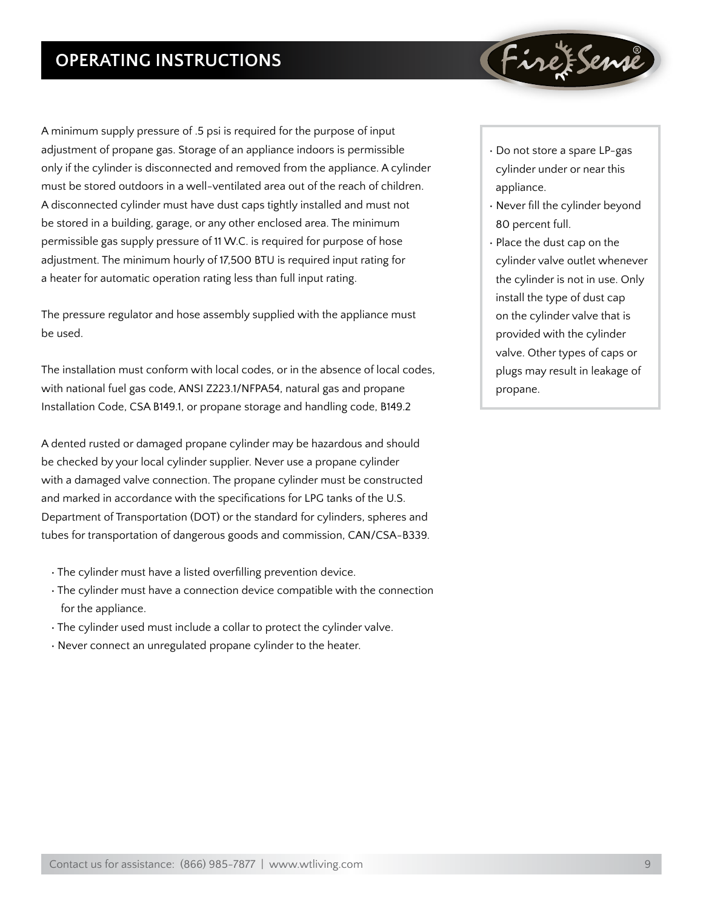## OPERATING INSTRUCTIONS

A minimum supply pressure of .5 psi is required for the purpose of input adjustment of propane gas. Storage of an appliance indoors is permissible only if the cylinder is disconnected and removed from the appliance. A cylinder must be stored outdoors in a well-ventilated area out of the reach of children. A disconnected cylinder must have dust caps tightly installed and must not be stored in a building, garage, or any other enclosed area. The minimum permissible gas supply pressure of 11 W.C. is required for purpose of hose adjustment. The minimum hourly of 17,500 BTU is required input rating for a heater for automatic operation rating less than full input rating.

The pressure regulator and hose assembly supplied with the appliance must be used.

The installation must conform with local codes, or in the absence of local codes, with national fuel gas code, ANSI Z223.1/NFPA54, natural gas and propane Installation Code, CSA B149.1, or propane storage and handling code, B149.2

A dented rusted or damaged propane cylinder may be hazardous and should be checked by your local cylinder supplier. Never use a propane cylinder with a damaged valve connection. The propane cylinder must be constructed and marked in accordance with the specifications for LPG tanks of the U.S. Department of Transportation (DOT) or the standard for cylinders, spheres and tubes for transportation of dangerous goods and commission, CAN/CSA-B339.

- The cylinder must have a listed overfilling prevention device.
- The cylinder must have a connection device compatible with the connection for the appliance.
- The cylinder used must include a collar to protect the cylinder valve.
- Never connect an unregulated propane cylinder to the heater.

- Do not store a spare LP-gas cylinder under or near this appliance.
- Never fill the cylinder beyond 80 percent full.
- Place the dust cap on the cylinder valve outlet whenever the cylinder is not in use. Only install the type of dust cap on the cylinder valve that is provided with the cylinder valve. Other types of caps or plugs may result in leakage of propane.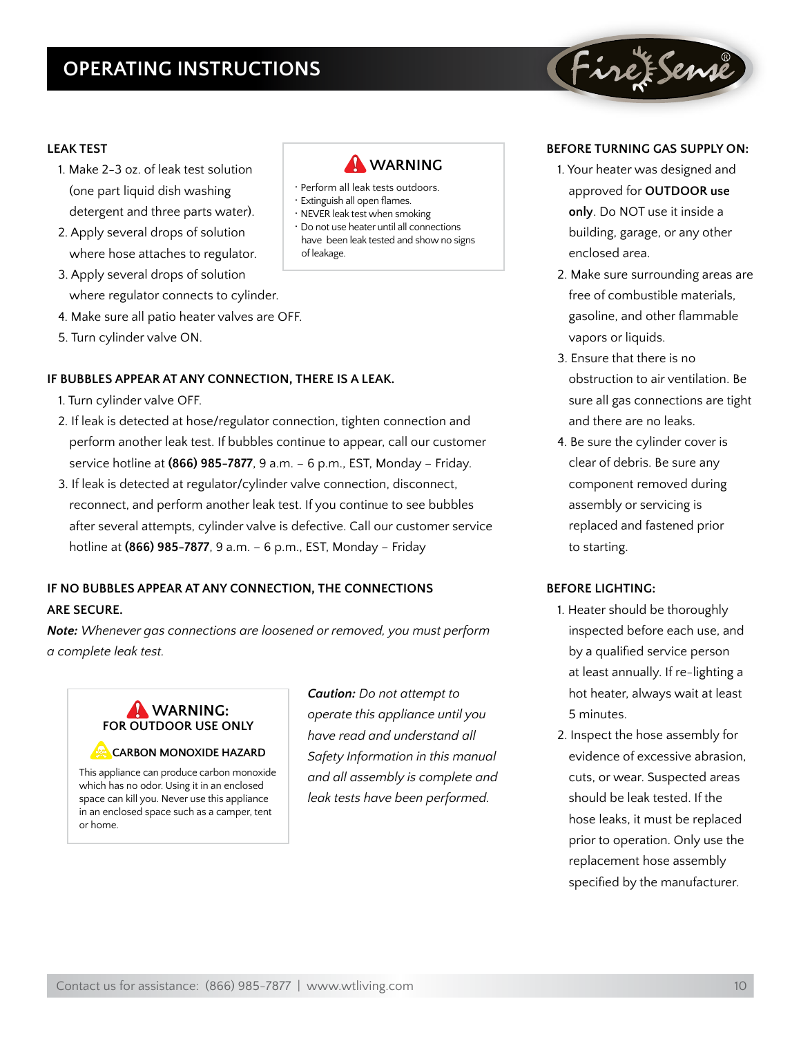# OPERATING INSTRUCTIONS

### LEAK TEST

1. Make 2-3 oz. of leak test solution (one part liquid dish washing detergent and three parts water).
2. Apply several drops of solution where hose attaches to regulator.
3. Apply several drops of solution where regulator connects to cylinder.
4. Make sure all patio heater valves are OFF.
5. Turn cylinder valve ON.

> **⚠ WARNING**
>
> - Perform all leak tests outdoors.
> - Extinguish all open flames.
> - NEVER leak test when smoking
> - Do not use heater until all connections have been leak tested and show no signs of leakage.

### IF BUBBLES APPEAR AT ANY CONNECTION, THERE IS A LEAK.

1. Turn cylinder valve OFF.
2. If leak is detected at hose/regulator connection, tighten connection and perform another leak test. If bubbles continue to appear, call our customer service hotline at **(866) 985-7877**, 9 a.m. – 6 p.m., EST, Monday – Friday.
3. If leak is detected at regulator/cylinder valve connection, disconnect, reconnect, and perform another leak test. If you continue to see bubbles after several attempts, cylinder valve is defective. Call our customer service hotline at **(866) 985-7877**, 9 a.m. – 6 p.m., EST, Monday – Friday

### IF NO BUBBLES APPEAR AT ANY CONNECTION, THE CONNECTIONS ARE SECURE.

***Note:*** *Whenever gas connections are loosened or removed, you must perform a complete leak test.*

> **⚠ WARNING:**
> **FOR OUTDOOR USE ONLY**
>
> **⚠ CARBON MONOXIDE HAZARD**
>
> This appliance can produce carbon monoxide which has no odor. Using it in an enclosed space can kill you. Never use this appliance in an enclosed space such as a camper, tent or home.

***Caution:*** *Do not attempt to operate this appliance until you have read and understand all Safety Information in this manual and all assembly is complete and leak tests have been performed.*

### BEFORE TURNING GAS SUPPLY ON:

1. Your heater was designed and approved for **OUTDOOR use only**. Do NOT use it inside a building, garage, or any other enclosed area.
2. Make sure surrounding areas are free of combustible materials, gasoline, and other flammable vapors or liquids.
3. Ensure that there is no obstruction to air ventilation. Be sure all gas connections are tight and there are no leaks.
4. Be sure the cylinder cover is clear of debris. Be sure any component removed during assembly or servicing is replaced and fastened prior to starting.

### BEFORE LIGHTING:

1. Heater should be thoroughly inspected before each use, and by a qualified service person at least annually. If re-lighting a hot heater, always wait at least 5 minutes.
2. Inspect the hose assembly for evidence of excessive abrasion, cuts, or wear. Suspected areas should be leak tested. If the hose leaks, it must be replaced prior to operation. Only use the replacement hose assembly specified by the manufacturer.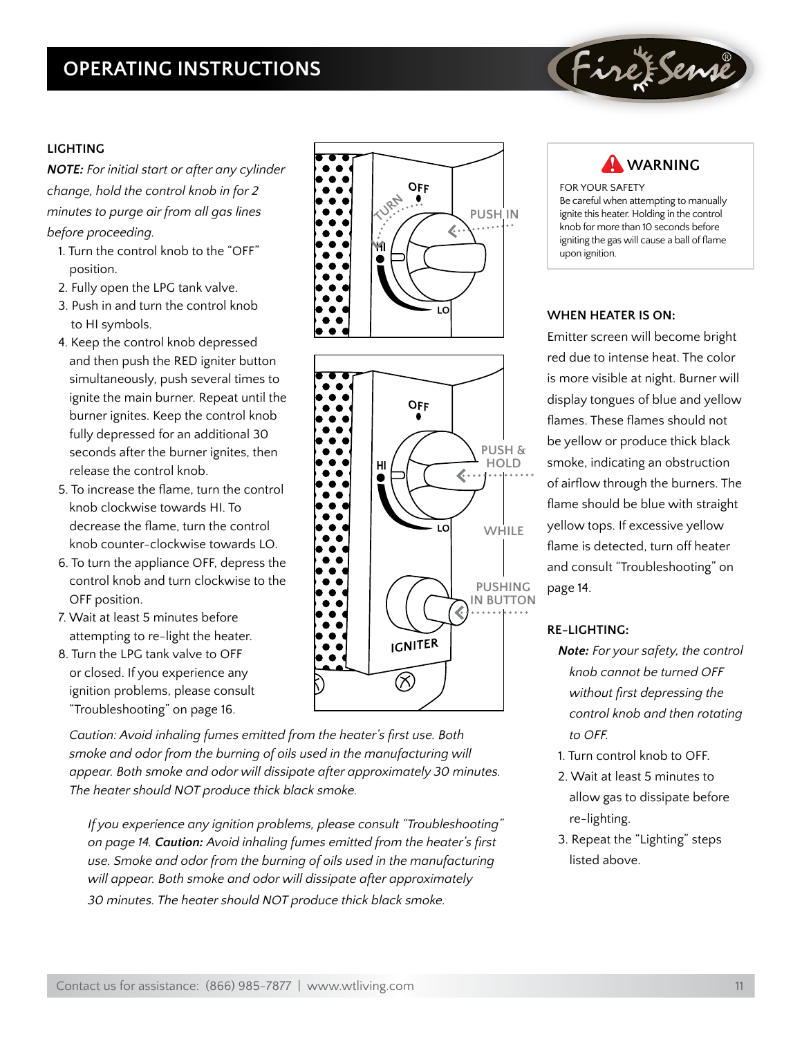# OPERATING INSTRUCTIONS

### LIGHTING

***NOTE:*** *For initial start or after any cylinder change, hold the control knob in for 2 minutes to purge air from all gas lines before proceeding.*

1. Turn the control knob to the “OFF” position.
2. Fully open the LPG tank valve.
3. Push in and turn the control knob to HI symbols.
4. Keep the control knob depressed and then push the RED igniter button simultaneously, push several times to ignite the main burner. Repeat until the burner ignites. Keep the control knob fully depressed for an additional 30 seconds after the burner ignites, then release the control knob.
5. To increase the flame, turn the control knob clockwise towards HI. To decrease the flame, turn the control knob counter-clockwise towards LO.
6. To turn the appliance OFF, depress the control knob and turn clockwise to the OFF position.
7. Wait at least 5 minutes before attempting to re-light the heater.
8. Turn the LPG tank valve to OFF or closed. If you experience any ignition problems, please consult “Troubleshooting” on page 16.

*Caution: Avoid inhaling fumes emitted from the heater’s first use. Both smoke and odor from the burning of oils used in the manufacturing will appear. Both smoke and odor will dissipate after approximately 30 minutes. The heater should NOT produce thick black smoke.*

*If you experience any ignition problems, please consult “Troubleshooting” on page 14.* ***Caution:*** *Avoid inhaling fumes emitted from the heater’s first use. Smoke and odor from the burning of oils used in the manufacturing will appear. Both smoke and odor will dissipate after approximately 30 minutes. The heater should NOT produce thick black smoke.*

**WARNING**

FOR YOUR SAFETY
Be careful when attempting to manually ignite this heater. Holding in the control knob for more than 10 seconds before igniting the gas will cause a ball of flame upon ignition.

### WHEN HEATER IS ON:

Emitter screen will become bright red due to intense heat. The color is more visible at night. Burner will display tongues of blue and yellow flames. These flames should not be yellow or produce thick black smoke, indicating an obstruction of airflow through the burners. The flame should be blue with straight yellow tops. If excessive yellow flame is detected, turn off heater and consult “Troubleshooting” on page 14.

### RE-LIGHTING:

***Note:*** *For your safety, the control knob cannot be turned OFF without first depressing the control knob and then rotating to OFF.*

1. Turn control knob to OFF.
2. Wait at least 5 minutes to allow gas to dissipate before re-lighting.
3. Repeat the “Lighting” steps listed above.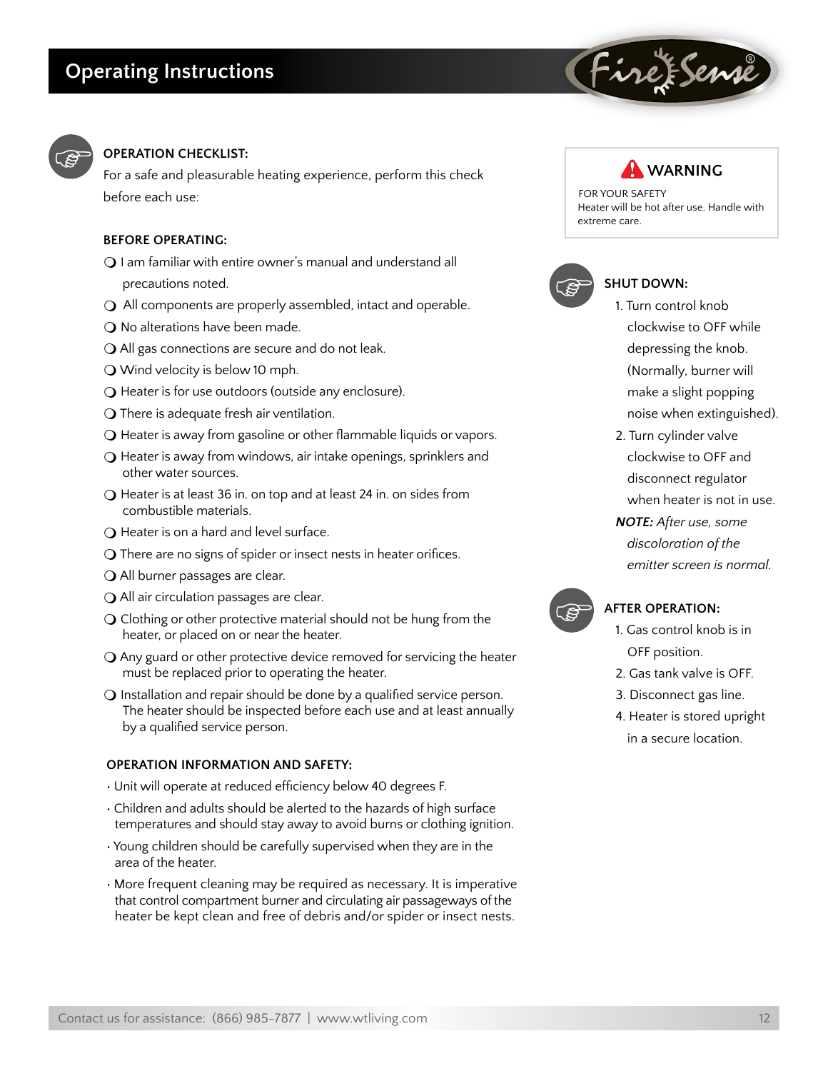# Operating Instructions

**OPERATION CHECKLIST:**

For a safe and pleasurable heating experience, perform this check before each use:

**BEFORE OPERATING:**

- ❍ I am familiar with entire owner's manual and understand all precautions noted.
- ❍ All components are properly assembled, intact and operable.
- ❍ No alterations have been made.
- ❍ All gas connections are secure and do not leak.
- ❍ Wind velocity is below 10 mph.
- ❍ Heater is for use outdoors (outside any enclosure).
- ❍ There is adequate fresh air ventilation.
- ❍ Heater is away from gasoline or other flammable liquids or vapors.
- ❍ Heater is away from windows, air intake openings, sprinklers and other water sources.
- ❍ Heater is at least 36 in. on top and at least 24 in. on sides from combustible materials.
- ❍ Heater is on a hard and level surface.
- ❍ There are no signs of spider or insect nests in heater orifices.
- ❍ All burner passages are clear.
- ❍ All air circulation passages are clear.
- ❍ Clothing or other protective material should not be hung from the heater, or placed on or near the heater.
- ❍ Any guard or other protective device removed for servicing the heater must be replaced prior to operating the heater.
- ❍ Installation and repair should be done by a qualified service person. The heater should be inspected before each use and at least annually by a qualified service person.

**OPERATION INFORMATION AND SAFETY:**

- Unit will operate at reduced efficiency below 40 degrees F.
- Children and adults should be alerted to the hazards of high surface temperatures and should stay away to avoid burns or clothing ignition.
- Young children should be carefully supervised when they are in the area of the heater.
- More frequent cleaning may be required as necessary. It is imperative that control compartment burner and circulating air passageways of the heater be kept clean and free of debris and/or spider or insect nests.

**WARNING**

FOR YOUR SAFETY
Heater will be hot after use. Handle with extreme care.

**SHUT DOWN:**

1. Turn control knob clockwise to OFF while depressing the knob. (Normally, burner will make a slight popping noise when extinguished).
2. Turn cylinder valve clockwise to OFF and disconnect regulator when heater is not in use.

***NOTE:*** *After use, some discoloration of the emitter screen is normal.*

**AFTER OPERATION:**

1. Gas control knob is in OFF position.
2. Gas tank valve is OFF.
3. Disconnect gas line.
4. Heater is stored upright in a secure location.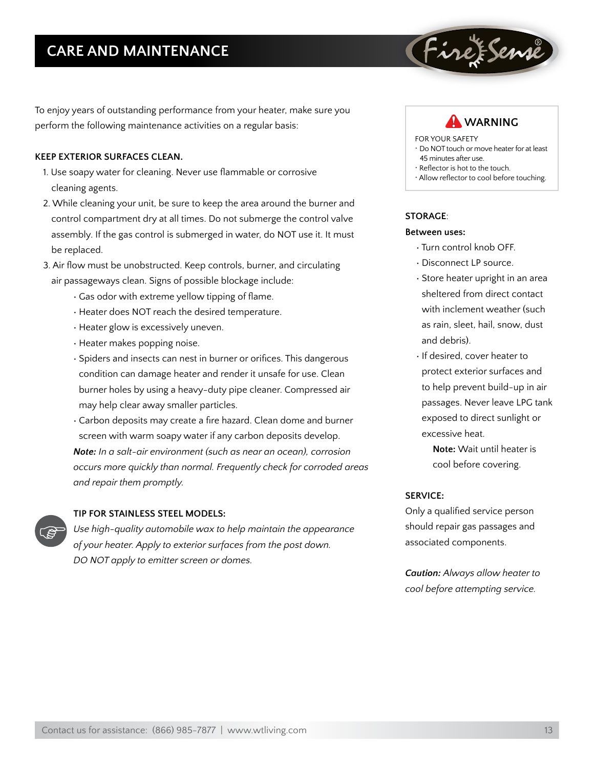# CARE AND MAINTENANCE

To enjoy years of outstanding performance from your heater, make sure you perform the following maintenance activities on a regular basis:

**KEEP EXTERIOR SURFACES CLEAN.**

1. Use soapy water for cleaning. Never use flammable or corrosive cleaning agents.
2. While cleaning your unit, be sure to keep the area around the burner and control compartment dry at all times. Do not submerge the control valve assembly. If the gas control is submerged in water, do NOT use it. It must be replaced.
3. Air flow must be unobstructed. Keep controls, burner, and circulating air passageways clean. Signs of possible blockage include:
   - Gas odor with extreme yellow tipping of flame.
   - Heater does NOT reach the desired temperature.
   - Heater glow is excessively uneven.
   - Heater makes popping noise.
   - Spiders and insects can nest in burner or orifices. This dangerous condition can damage heater and render it unsafe for use. Clean burner holes by using a heavy-duty pipe cleaner. Compressed air may help clear away smaller particles.
   - Carbon deposits may create a fire hazard. Clean dome and burner screen with warm soapy water if any carbon deposits develop.

   ***Note:*** *In a salt-air environment (such as near an ocean), corrosion occurs more quickly than normal. Frequently check for corroded areas and repair them promptly.*

**TIP FOR STAINLESS STEEL MODELS:**

*Use high-quality automobile wax to help maintain the appearance of your heater. Apply to exterior surfaces from the post down. DO NOT apply to emitter screen or domes.*

**WARNING**

FOR YOUR SAFETY
- Do NOT touch or move heater for at least 45 minutes after use.
- Reflector is hot to the touch.
- Allow reflector to cool before touching.

**STORAGE**:

**Between uses:**

- Turn control knob OFF.
- Disconnect LP source.
- Store heater upright in an area sheltered from direct contact with inclement weather (such as rain, sleet, hail, snow, dust and debris).
- If desired, cover heater to protect exterior surfaces and to help prevent build-up in air passages. Never leave LPG tank exposed to direct sunlight or excessive heat.

  **Note:** Wait until heater is cool before covering.

**SERVICE:**

Only a qualified service person should repair gas passages and associated components.

***Caution:*** *Always allow heater to cool before attempting service.*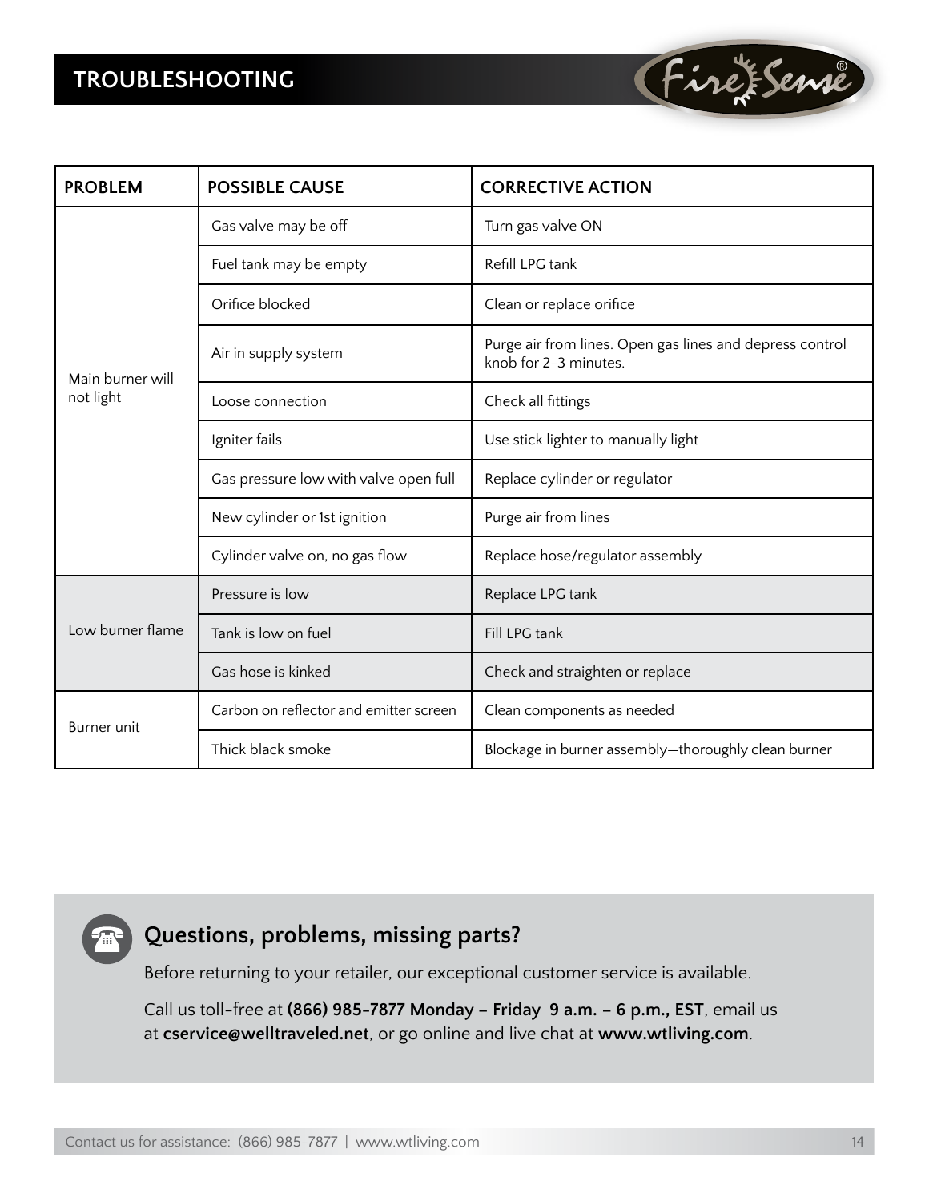## TROUBLESHOOTING

| PROBLEM | POSSIBLE CAUSE | CORRECTIVE ACTION |
| --- | --- | --- |
| Main burner will not light | Gas valve may be off | Turn gas valve ON |
| | Fuel tank may be empty | Refill LPG tank |
| | Orifice blocked | Clean or replace orifice |
| | Air in supply system | Purge air from lines. Open gas lines and depress control knob for 2-3 minutes. |
| | Loose connection | Check all fittings |
| | Igniter fails | Use stick lighter to manually light |
| | Gas pressure low with valve open full | Replace cylinder or regulator |
| | New cylinder or 1st ignition | Purge air from lines |
| | Cylinder valve on, no gas flow | Replace hose/regulator assembly |
| Low burner flame | Pressure is low | Replace LPG tank |
| | Tank is low on fuel | Fill LPG tank |
| | Gas hose is kinked | Check and straighten or replace |
| Burner unit | Carbon on reflector and emitter screen | Clean components as needed |
| | Thick black smoke | Blockage in burner assembly—thoroughly clean burner |

### Questions, problems, missing parts?

Before returning to your retailer, our exceptional customer service is available.

Call us toll-free at **(866) 985-7877 Monday – Friday 9 a.m. – 6 p.m., EST**, email us at **cservice@welltraveled.net**, or go online and live chat at **www.wtliving.com**.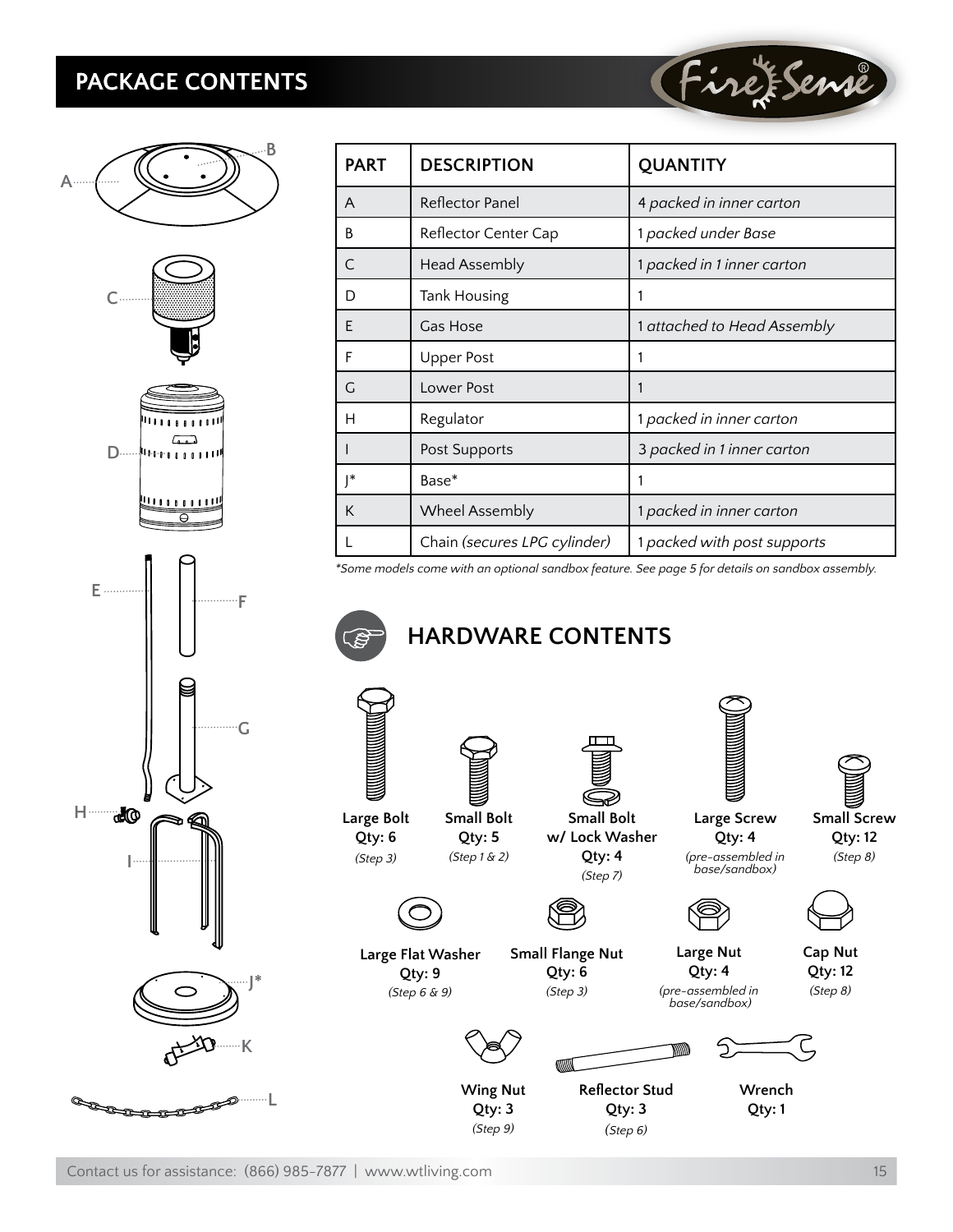## PACKAGE CONTENTS

| PART | DESCRIPTION | QUANTITY |
| --- | --- | --- |
| A | Reflector Panel | 4 *packed in inner carton* |
| B | Reflector Center Cap | 1 *packed under Base* |
| C | Head Assembly | 1 *packed in 1 inner carton* |
| D | Tank Housing | 1 |
| E | Gas Hose | 1 *attached to Head Assembly* |
| F | Upper Post | 1 |
| G | Lower Post | 1 |
| H | Regulator | 1 *packed in inner carton* |
| I | Post Supports | 3 *packed in 1 inner carton* |
| J* | Base* | 1 |
| K | Wheel Assembly | 1 *packed in inner carton* |
| L | Chain *(secures LPG cylinder)* | 1 *packed with post supports* |

*\*Some models come with an optional sandbox feature. See page 5 for details on sandbox assembly.*

## HARDWARE CONTENTS

**Large Bolt**
**Qty: 6**
*(Step 3)*

**Small Bolt**
**Qty: 5**
*(Step 1 & 2)*

**Small Bolt w/ Lock Washer**
**Qty: 4**
*(Step 7)*

**Large Screw**
**Qty: 4**
*(pre-assembled in base/sandbox)*

**Small Screw**
**Qty: 12**
*(Step 8)*

**Large Flat Washer**
**Qty: 9**
*(Step 6 & 9)*

**Small Flange Nut**
**Qty: 6**
*(Step 3)*

**Large Nut**
**Qty: 4**
*(pre-assembled in base/sandbox)*

**Cap Nut**
**Qty: 12**
*(Step 8)*

**Wing Nut**
**Qty: 3**
*(Step 9)*

**Reflector Stud**
**Qty: 3**
*(Step 6)*

**Wrench**
**Qty: 1**

Contact us for assistance: (866) 985-7877 | www.wtliving.com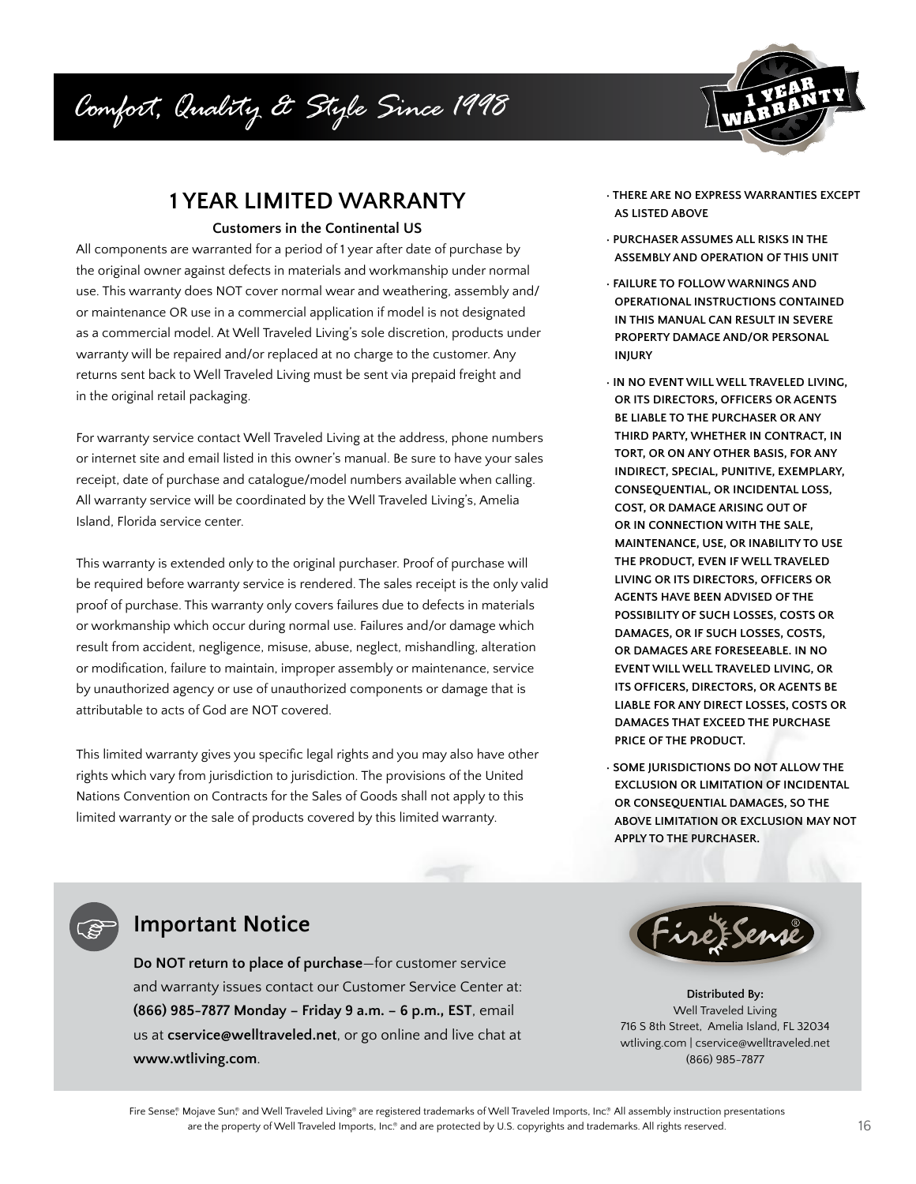Comfort, Quality & Style Since 1998

1 YEAR WARRANTY

# 1 YEAR LIMITED WARRANTY

**Customers in the Continental US**

All components are warranted for a period of 1 year after date of purchase by the original owner against defects in materials and workmanship under normal use. This warranty does NOT cover normal wear and weathering, assembly and/ or maintenance OR use in a commercial application if model is not designated as a commercial model. At Well Traveled Living's sole discretion, products under warranty will be repaired and/or replaced at no charge to the customer. Any returns sent back to Well Traveled Living must be sent via prepaid freight and in the original retail packaging.

For warranty service contact Well Traveled Living at the address, phone numbers or internet site and email listed in this owner's manual. Be sure to have your sales receipt, date of purchase and catalogue/model numbers available when calling. All warranty service will be coordinated by the Well Traveled Living's, Amelia Island, Florida service center.

This warranty is extended only to the original purchaser. Proof of purchase will be required before warranty service is rendered. The sales receipt is the only valid proof of purchase. This warranty only covers failures due to defects in materials or workmanship which occur during normal use. Failures and/or damage which result from accident, negligence, misuse, abuse, neglect, mishandling, alteration or modification, failure to maintain, improper assembly or maintenance, service by unauthorized agency or use of unauthorized components or damage that is attributable to acts of God are NOT covered.

This limited warranty gives you specific legal rights and you may also have other rights which vary from jurisdiction to jurisdiction. The provisions of the United Nations Convention on Contracts for the Sales of Goods shall not apply to this limited warranty or the sale of products covered by this limited warranty.

- **THERE ARE NO EXPRESS WARRANTIES EXCEPT AS LISTED ABOVE**
- **PURCHASER ASSUMES ALL RISKS IN THE ASSEMBLY AND OPERATION OF THIS UNIT**
- **FAILURE TO FOLLOW WARNINGS AND OPERATIONAL INSTRUCTIONS CONTAINED IN THIS MANUAL CAN RESULT IN SEVERE PROPERTY DAMAGE AND/OR PERSONAL INJURY**
- **IN NO EVENT WILL WELL TRAVELED LIVING, OR ITS DIRECTORS, OFFICERS OR AGENTS BE LIABLE TO THE PURCHASER OR ANY THIRD PARTY, WHETHER IN CONTRACT, IN TORT, OR ON ANY OTHER BASIS, FOR ANY INDIRECT, SPECIAL, PUNITIVE, EXEMPLARY, CONSEQUENTIAL, OR INCIDENTAL LOSS, COST, OR DAMAGE ARISING OUT OF OR IN CONNECTION WITH THE SALE, MAINTENANCE, USE, OR INABILITY TO USE THE PRODUCT, EVEN IF WELL TRAVELED LIVING OR ITS DIRECTORS, OFFICERS OR AGENTS HAVE BEEN ADVISED OF THE POSSIBILITY OF SUCH LOSSES, COSTS OR DAMAGES, OR IF SUCH LOSSES, COSTS, OR DAMAGES ARE FORESEEABLE. IN NO EVENT WILL WELL TRAVELED LIVING, OR ITS OFFICERS, DIRECTORS, OR AGENTS BE LIABLE FOR ANY DIRECT LOSSES, COSTS OR DAMAGES THAT EXCEED THE PURCHASE PRICE OF THE PRODUCT.**
- **SOME JURISDICTIONS DO NOT ALLOW THE EXCLUSION OR LIMITATION OF INCIDENTAL OR CONSEQUENTIAL DAMAGES, SO THE ABOVE LIMITATION OR EXCLUSION MAY NOT APPLY TO THE PURCHASER.**

## Important Notice

**Do NOT return to place of purchase**—for customer service and warranty issues contact our Customer Service Center at: **(866) 985-7877 Monday – Friday 9 a.m. – 6 p.m., EST**, email us at **cservice@welltraveled.net**, or go online and live chat at **www.wtliving.com**.

Fire Sense®

**Distributed By:**
Well Traveled Living
716 S 8th Street, Amelia Island, FL 32034
wtliving.com | cservice@welltraveled.net
(866) 985-7877

Fire Sense®, Mojave Sun®, and Well Traveled Living® are registered trademarks of Well Traveled Imports, Inc®. All assembly instruction presentations are the property of Well Traveled Imports, Inc.® and are protected by U.S. copyrights and trademarks. All rights reserved.